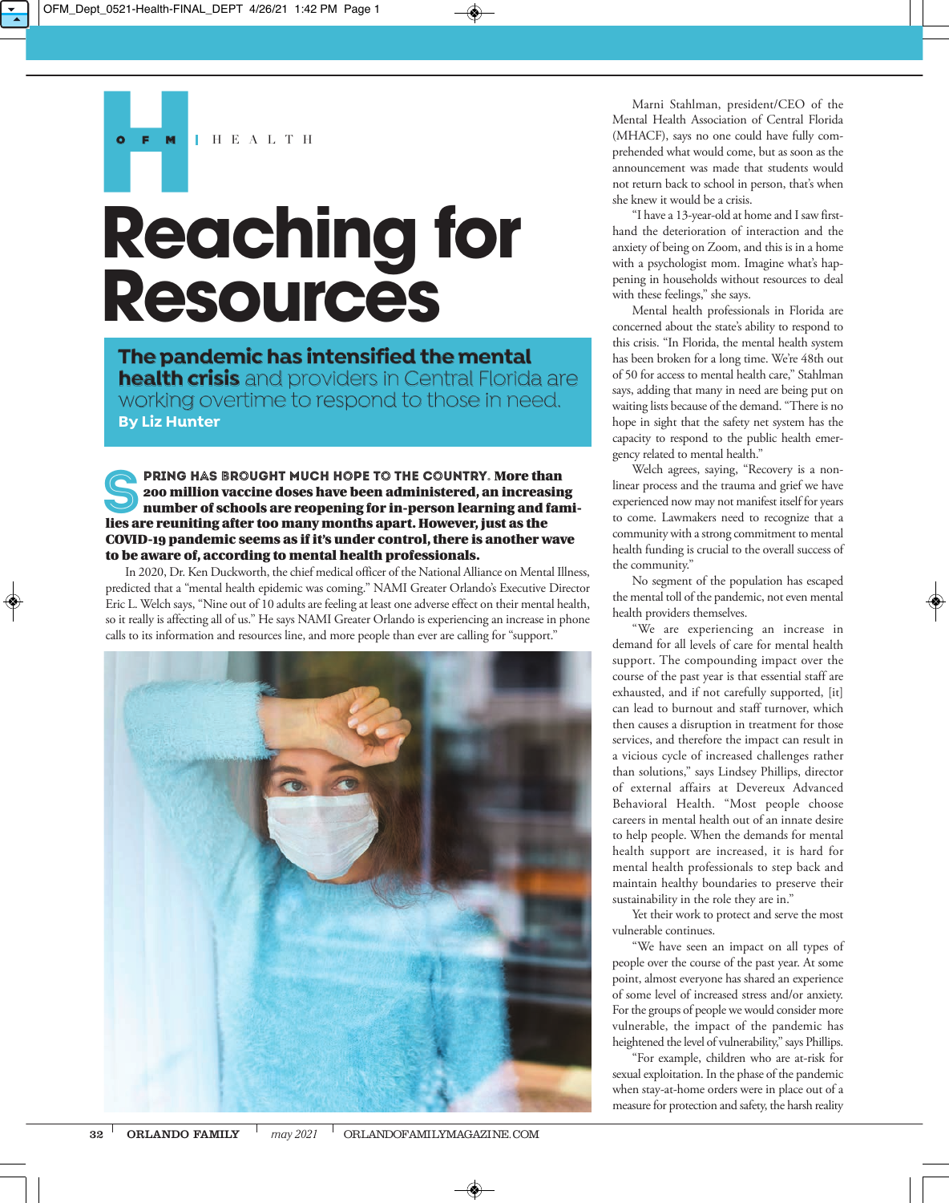OFM | HEALTH

# Reaching for Resources

**The pandemic has intensified the mental health crisis** and providers in Central Florida are working overtime to respond to those in need.

**By Liz Hunter**

**SPRING HAS BROUGHT MUCH HOPE TO THE COUNTRY. More than 200 million vaccine doses have been administered, an increasing number of schools are reopening for in-person learning and families are reuniting after too many months apart. However, just as the COVID-19 pandemic seems as if it's under control, there is another wave to be aware of, according to mental health professionals.**

In 2020, Dr. Ken Duckworth, the chief medical officer of the National Alliance on Mental Illness, predicted that a "mental health epidemic was coming." NAMI Greater Orlando's Executive Director Eric L. Welch says, "Nine out of 10 adults are feeling at least one adverse effect on their mental health, so it really is affecting all of us." He says NAMI Greater Orlando is experiencing an increase in phone calls to its information and resources line, and more people than ever are calling for "support."

Marni Stahlman, president/CEO of the Mental Health Association of Central Florida (MHACF), says no one could have fully comprehended what would come, but as soon as the announcement was made that students would not return back to school in person, that's when she knew it would be a crisis.

"I have a 13-year-old at home and I saw firsthand the deterioration of interaction and the anxiety of being on Zoom, and this is in a home with a psychologist mom. Imagine what's happening in households without resources to deal with these feelings," she says.

Mental health professionals in Florida are concerned about the state's ability to respond to this crisis. "In Florida, the mental health system has been broken for a long time. We're 48th out of 50 for access to mental health care," Stahlman says, adding that many in need are being put on waiting lists because of the demand. "There is no hope in sight that the safety net system has the capacity to respond to the public health emergency related to mental health."

Welch agrees, saying, "Recovery is a nonlinear process and the trauma and grief we have experienced now may not manifest itself for years to come. Lawmakers need to recognize that a community with a strong commitment to mental health funding is crucial to the overall success of the community."

No segment of the population has escaped the mental toll of the pandemic, not even mental health providers themselves.

"We are experiencing an increase in demand for all levels of care for mental health support. The compounding impact over the course of the past year is that essential staff are exhausted, and if not carefully supported, [it] can lead to burnout and staff turnover, which then causes a disruption in treatment for those services, and therefore the impact can result in a vicious cycle of increased challenges rather than solutions," says Lindsey Phillips, director of external affairs at Devereux Advanced Behavioral Health. "Most people choose careers in mental health out of an innate desire to help people. When the demands for mental health support are increased, it is hard for mental health professionals to step back and maintain healthy boundaries to preserve their sustainability in the role they are in."

Yet their work to protect and serve the most vulnerable continues.

"We have seen an impact on all types of people over the course of the past year. At some point, almost everyone has shared an experience of some level of increased stress and/or anxiety. For the groups of people we would consider more vulnerable, the impact of the pandemic has heightened the level of vulnerability," says Phillips.

"For example, children who are at-risk for sexual exploitation. In the phase of the pandemic when stay-at-home orders were in place out of a measure for protection and safety, the harsh reality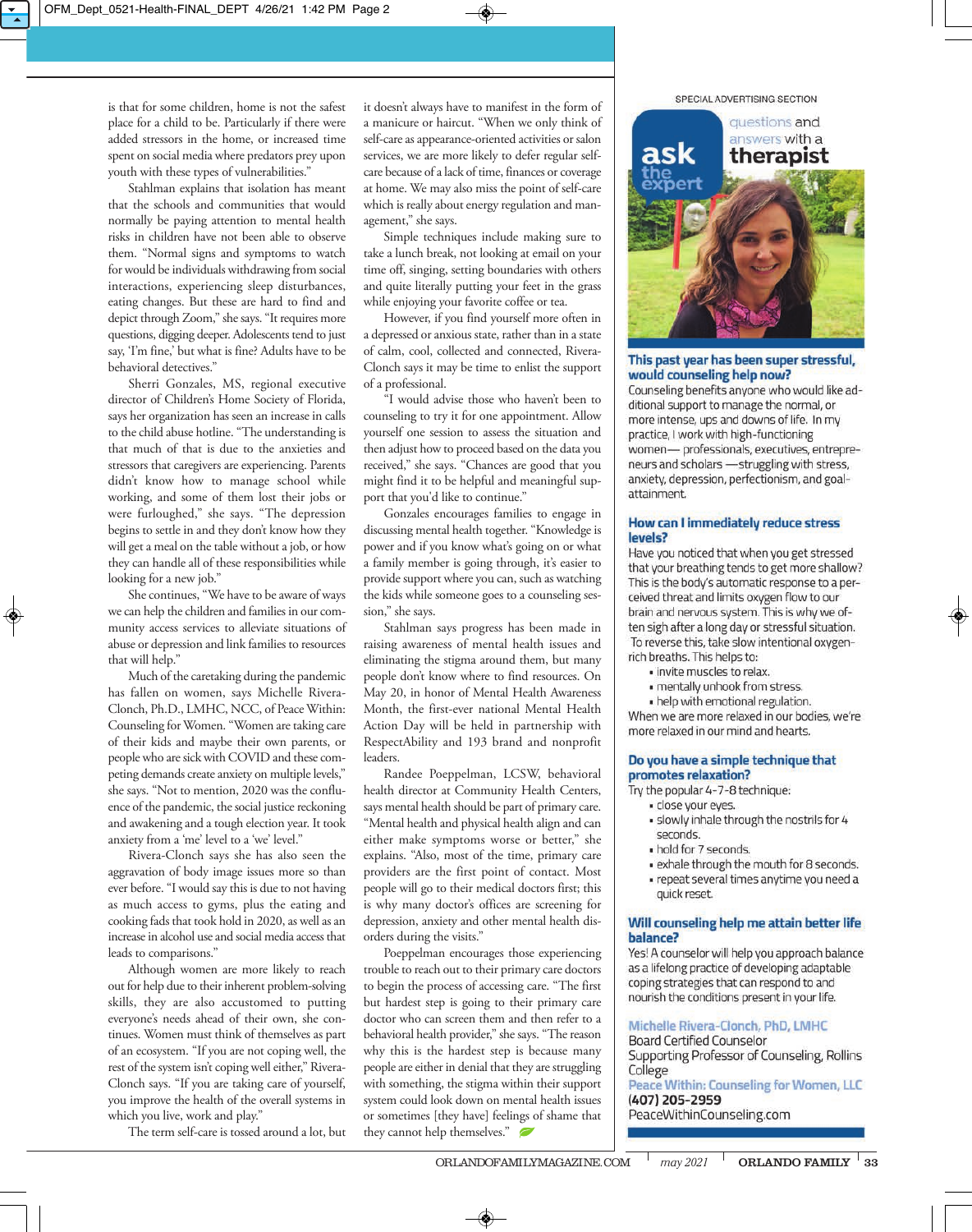is that for some children, home is not the safest place for a child to be. Particularly if there were added stressors in the home, or increased time spent on social media where predators prey upon youth with these types of vulnerabilities."

Stahlman explains that isolation has meant that the schools and communities that would normally be paying attention to mental health risks in children have not been able to observe them. "Normal signs and symptoms to watch for would be individuals withdrawing from social interactions, experiencing sleep disturbances, eating changes. But these are hard to find and depict through Zoom," she says. "It requires more questions, digging deeper. Adolescents tend to just say, 'I'm fine,' but what is fine? Adults have to be behavioral detectives."

Sherri Gonzales, MS, regional executive director of Children's Home Society of Florida, says her organization has seen an increase in calls to the child abuse hotline. "The understanding is that much of that is due to the anxieties and stressors that caregivers are experiencing. Parents didn't know how to manage school while working, and some of them lost their jobs or were furloughed," she says. "The depression begins to settle in and they don't know how they will get a meal on the table without a job, or how they can handle all of these responsibilities while looking for a new job."

She continues, "We have to be aware of ways we can help the children and families in our community access services to alleviate situations of abuse or depression and link families to resources that will help."

Much of the caretaking during the pandemic has fallen on women, says Michelle Rivera-Clonch, Ph.D., LMHC, NCC, of Peace Within: Counseling for Women. "Women are taking care of their kids and maybe their own parents, or people who are sick with COVID and these competing demands create anxiety on multiple levels," she says. "Not to mention, 2020 was the confluence of the pandemic, the social justice reckoning and awakening and a tough election year. It took anxiety from a 'me' level to a 'we' level."

Rivera-Clonch says she has also seen the aggravation of body image issues more so than ever before. "I would say this is due to not having as much access to gyms, plus the eating and cooking fads that took hold in 2020, as well as an increase in alcohol use and social media access that leads to comparisons."

Although women are more likely to reach out for help due to their inherent problem-solving skills, they are also accustomed to putting everyone's needs ahead of their own, she continues. Women must think of themselves as part of an ecosystem. "If you are not coping well, the rest of the system isn't coping well either," Rivera-Clonch says. "If you are taking care of yourself, you improve the health of the overall systems in which you live, work and play."

The term self-care is tossed around a lot, but it doesn't always have to manifest in the form of a manicure or haircut. "When we only think of self-care as appearance-oriented activities or salon services, we are more likely to defer regular self-care because of a lack of time, finances or coverage at home. We may also miss the point of self-care which is really about energy regulation and management," she says.

Simple techniques include making sure to take a lunch break, not looking at email on your time off, singing, setting boundaries with others and quite literally putting your feet in the grass while enjoying your favorite coffee or tea.

However, if you find yourself more often in a depressed or anxious state, rather than in a state of calm, cool, collected and connected, Rivera-Clonch says it may be time to enlist the support of a professional.

"I would advise those who haven't been to counseling to try it for one appointment. Allow yourself one session to assess the situation and then adjust how to proceed based on the data you received," she says. "Chances are good that you might find it to be helpful and meaningful support that you'd like to continue."

Gonzales encourages families to engage in discussing mental health together. "Knowledge is power and if you know what's going on or what a family member is going through, it's easier to provide support where you can, such as watching the kids while someone goes to a counseling session," she says.

Stahlman says progress has been made in raising awareness of mental health issues and eliminating the stigma around them, but many people don't know where to find resources. On May 20, in honor of Mental Health Awareness Month, the first-ever national Mental Health Action Day will be held in partnership with RespectAbility and 193 brand and nonprofit leaders.

Randee Poeppelman, LCSW, behavioral health director at Community Health Centers, says mental health should be part of primary care. "Mental health and physical health align and can either make symptoms worse or better," she explains. "Also, most of the time, primary care providers are the first point of contact. Most people will go to their medical doctors first; this is why many doctor's offices are screening for depression, anxiety and other mental health disorders during the visits."

Poeppelman encourages those experiencing trouble to reach out to their primary care doctors to begin the process of accessing care. "The first but hardest step is going to their primary care doctor who can screen them and then refer to a behavioral health provider," she says. "The reason why this is the hardest step is because many people are either in denial that they are struggling with something, the stigma within their support system could look down on mental health issues or sometimes [they have] feelings of shame that they cannot help themselves."

---

SPECIAL ADVERTISING SECTION

## ask the expert — questions and answers with a therapist

### This past year has been super stressful, would counseling help now?

Counseling benefits anyone who would like additional support to manage the normal, or more intense, ups and downs of life. In my practice, I work with high-functioning women— professionals, executives, entrepreneurs and scholars —struggling with stress, anxiety, depression, perfectionism, and goal-attainment.

### How can I immediately reduce stress levels?

Have you noticed that when you get stressed that your breathing tends to get more shallow? This is the body's automatic response to a perceived threat and limits oxygen flow to our brain and nervous system. This is why we often sigh after a long day or stressful situation. To reverse this, take slow intentional oxygen-rich breaths. This helps to:

- invite muscles to relax.
- mentally unhook from stress.
- help with emotional regulation.

When we are more relaxed in our bodies, we're more relaxed in our mind and hearts.

### Do you have a simple technique that promotes relaxation?

Try the popular 4-7-8 technique:

- close your eyes.
- slowly inhale through the nostrils for 4 seconds.
- hold for 7 seconds.
- exhale through the mouth for 8 seconds.
- repeat several times anytime you need a quick reset.

### Will counseling help me attain better life balance?

Yes! A counselor will help you approach balance as a lifelong practice of developing adaptable coping strategies that can respond to and nourish the conditions present in your life.

**Michelle Rivera-Clonch, PhD, LMHC**
Board Certified Counselor
Supporting Professor of Counseling, Rollins College
**Peace Within: Counseling for Women, LLC**
**(407) 205-2959**
PeaceWithinCounseling.com